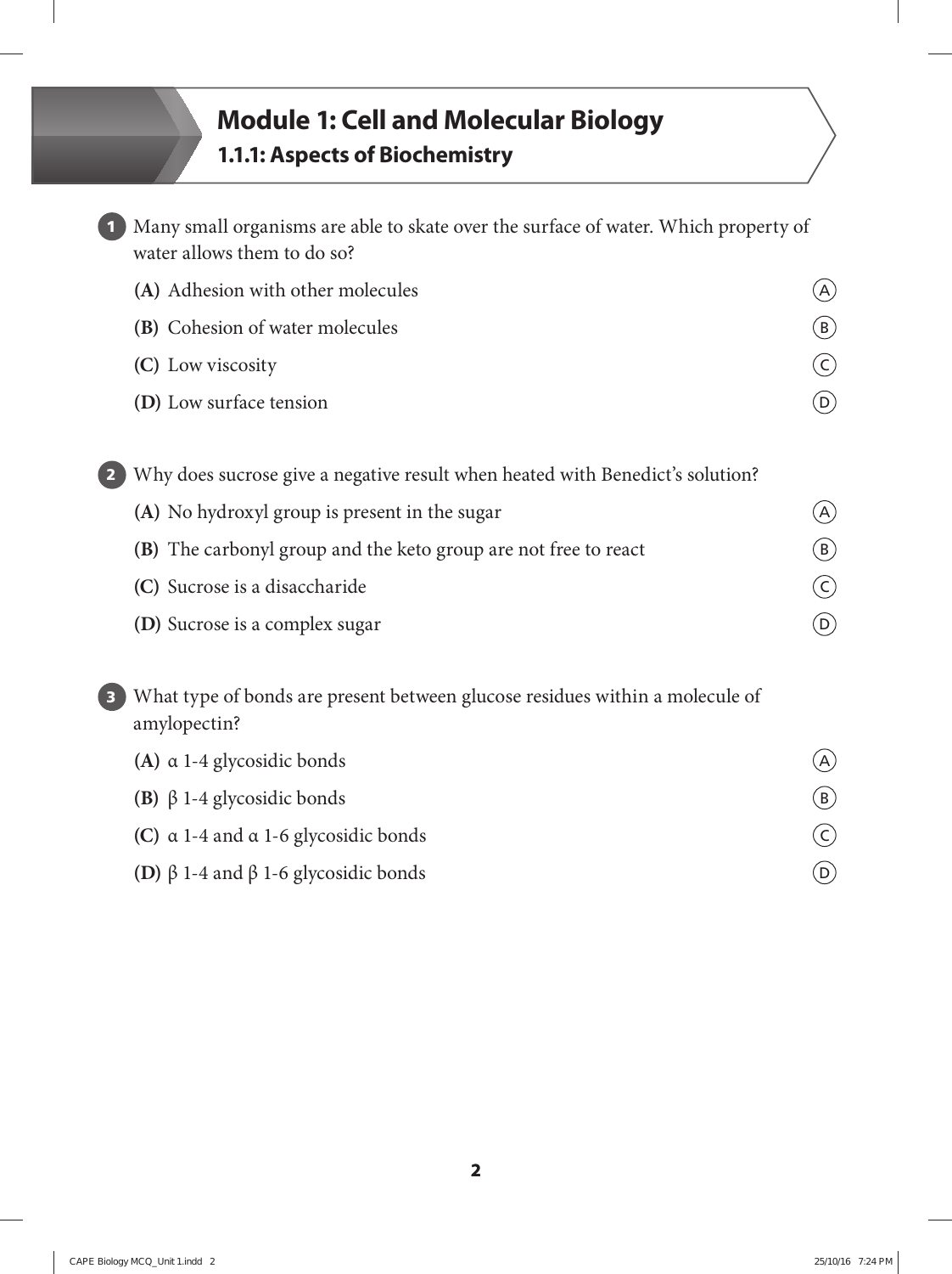# Module 1: Cell and Molecular Biology

## 1.1.1: Aspects of Biochemistry

**1** Many small organisms are able to skate over the surface of water. Which property of water allows them to do so?

- **(A)** Adhesion with other molecules
- **(B)** Cohesion of water molecules
- **(C)** Low viscosity
- **(D)** Low surface tension

**2** Why does sucrose give a negative result when heated with Benedict's solution?

- **(A)** No hydroxyl group is present in the sugar
- **(B)** The carbonyl group and the keto group are not free to react
- **(C)** Sucrose is a disaccharide
- **(D)** Sucrose is a complex sugar

**3** What type of bonds are present between glucose residues within a molecule of amylopectin?

- **(A)** α 1-4 glycosidic bonds
- **(B)** β 1-4 glycosidic bonds
- **(C)** α 1-4 and α 1-6 glycosidic bonds
- **(D)** β 1-4 and β 1-6 glycosidic bonds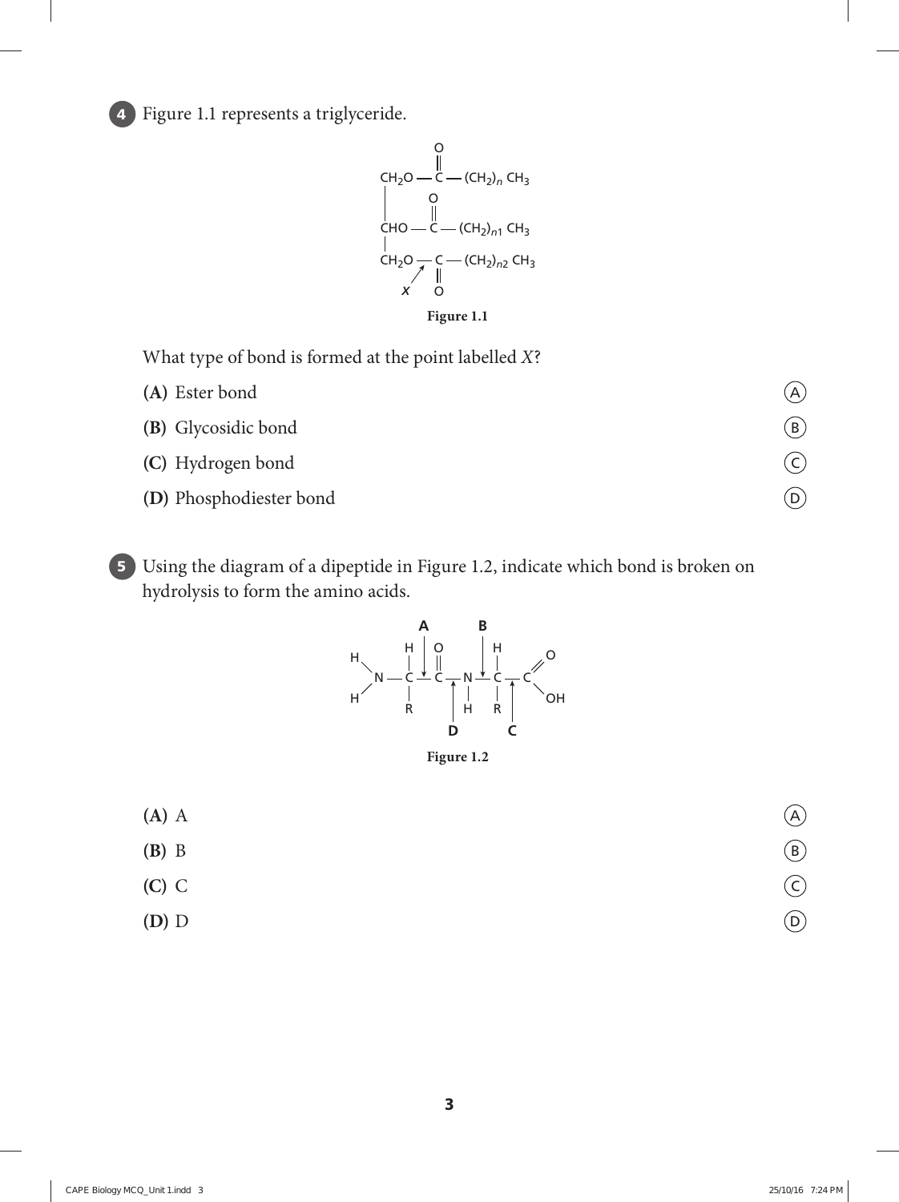**4** Figure 1.1 represents a triglyceride.

**Figure 1.1**

What type of bond is formed at the point labelled *X*?

**(A)** Ester bond

**(B)** Glycosidic bond

**(C)** Hydrogen bond

**(D)** Phosphodiester bond

**5** Using the diagram of a dipeptide in Figure 1.2, indicate which bond is broken on hydrolysis to form the amino acids.

**Figure 1.2**

**(A)** A

**(B)** B

**(C)** C

**(D)** D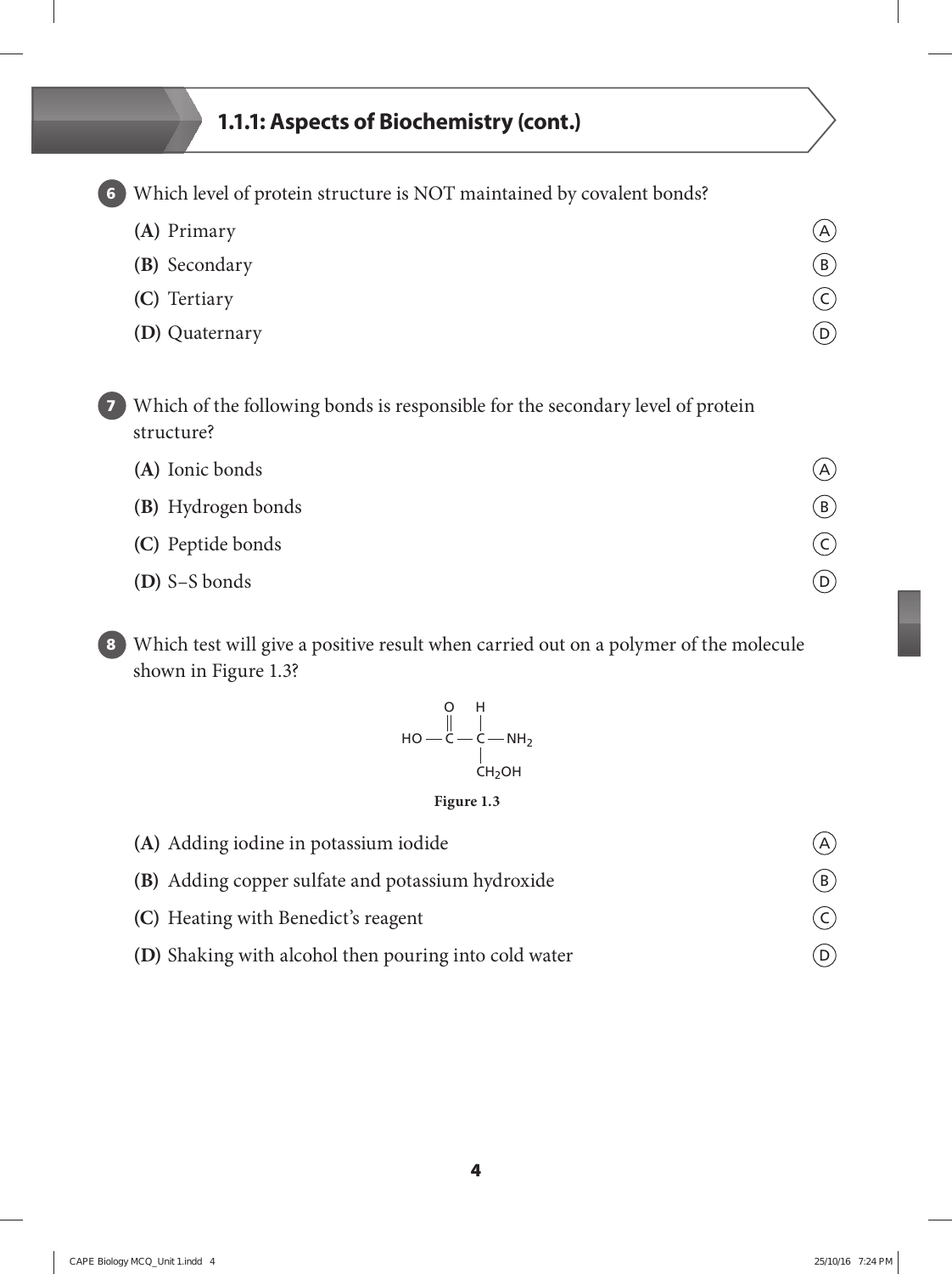## 1.1.1: Aspects of Biochemistry (cont.)

**6** Which level of protein structure is NOT maintained by covalent bonds?

**(A)** Primary

**(B)** Secondary

**(C)** Tertiary

**(D)** Quaternary

**7** Which of the following bonds is responsible for the secondary level of protein structure?

**(A)** Ionic bonds

**(B)** Hydrogen bonds

**(C)** Peptide bonds

**(D)** S–S bonds

**8** Which test will give a positive result when carried out on a polymer of the molecule shown in Figure 1.3?

```
     O   H
     ‖   |
HO — C — C — NH2
         |
         CH2OH
```

**Figure 1.3**

**(A)** Adding iodine in potassium iodide

**(B)** Adding copper sulfate and potassium hydroxide

**(C)** Heating with Benedict's reagent

**(D)** Shaking with alcohol then pouring into cold water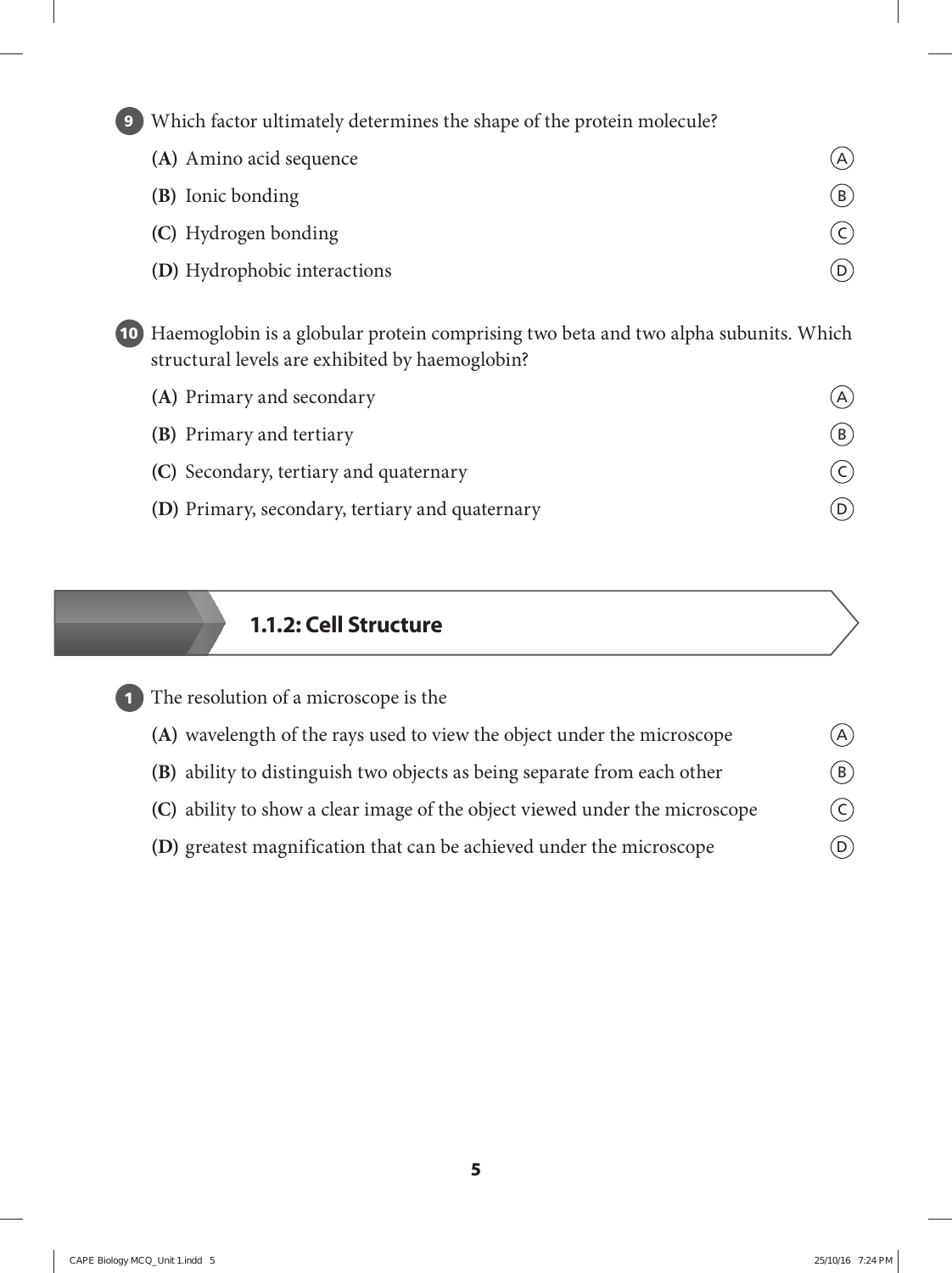**9** Which factor ultimately determines the shape of the protein molecule?

- **(A)** Amino acid sequence
- **(B)** Ionic bonding
- **(C)** Hydrogen bonding
- **(D)** Hydrophobic interactions

**10** Haemoglobin is a globular protein comprising two beta and two alpha subunits. Which structural levels are exhibited by haemoglobin?

- **(A)** Primary and secondary
- **(B)** Primary and tertiary
- **(C)** Secondary, tertiary and quaternary
- **(D)** Primary, secondary, tertiary and quaternary

## 1.1.2: Cell Structure

**1** The resolution of a microscope is the

- **(A)** wavelength of the rays used to view the object under the microscope
- **(B)** ability to distinguish two objects as being separate from each other
- **(C)** ability to show a clear image of the object viewed under the microscope
- **(D)** greatest magnification that can be achieved under the microscope